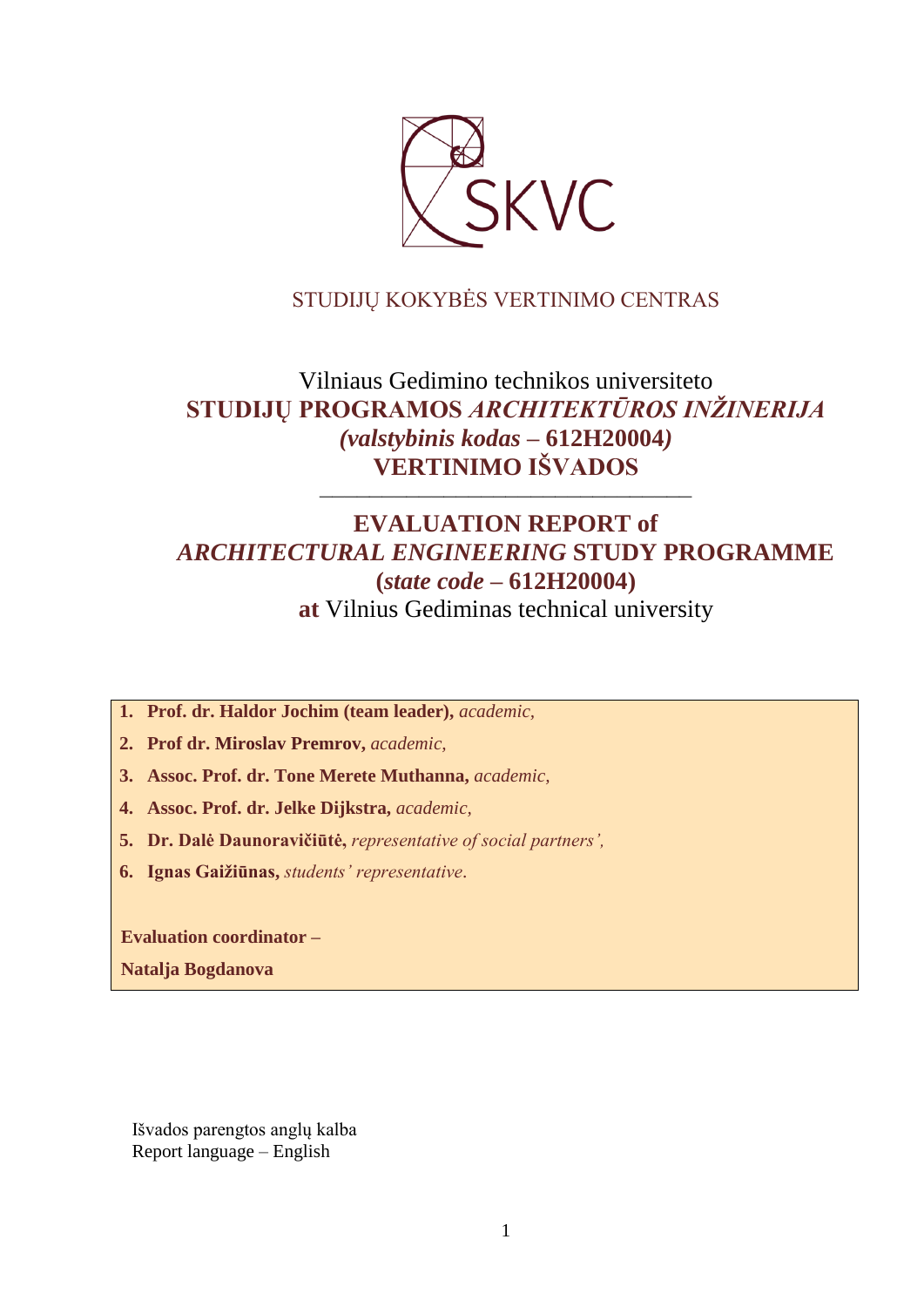SKVC

STUDIJŲ KOKYBĖS VERTINIMO CENTRAS

Vilniaus Gedimino technikos universiteto

# STUDIJŲ PROGRAMOS *ARCHITEKTŪROS INŽINERIJA* *(valstybinis kodas* – 612H20004*)* VERTINIMO IŠVADOS

---

# EVALUATION REPORT of *ARCHITECTURAL ENGINEERING* STUDY PROGRAMME (*state code* – 612H20004)

**at** Vilnius Gediminas technical university

1. **Prof. dr. Haldor Jochim (team leader),** *academic,*
2. **Prof dr. Miroslav Premrov,** *academic,*
3. **Assoc. Prof. dr. Tone Merete Muthanna,** *academic,*
4. **Assoc. Prof. dr. Jelke Dijkstra,** *academic,*
5. **Dr. Dalė Daunoravičiūtė,** *representative of social partners',*
6. **Ignas Gaižiūnas,** *students' representative.*

**Evaluation coordinator –**

**Natalja Bogdanova**

Išvados parengtos anglų kalba

Report language – English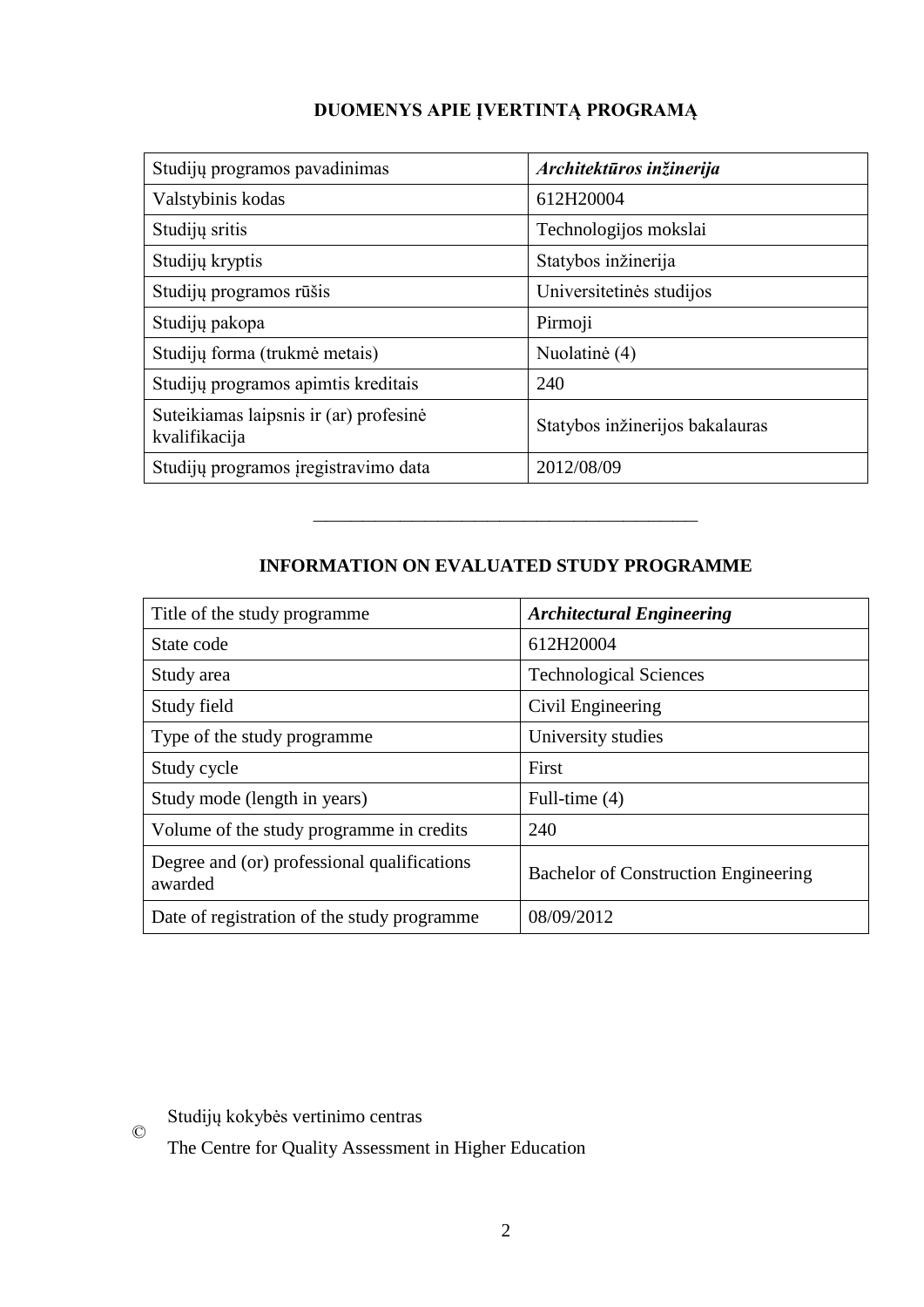## DUOMENYS APIE ĮVERTINTĄ PROGRAMĄ

| Studijų programos pavadinimas | ***Architektūros inžinerija*** |
|---|---|
| Valstybinis kodas | 612H20004 |
| Studijų sritis | Technologijos mokslai |
| Studijų kryptis | Statybos inžinerija |
| Studijų programos rūšis | Universitetinės studijos |
| Studijų pakopa | Pirmoji |
| Studijų forma (trukmė metais) | Nuolatinė (4) |
| Studijų programos apimtis kreditais | 240 |
| Suteikiamas laipsnis ir (ar) profesinė kvalifikacija | Statybos inžinerijos bakalauras |
| Studijų programos įregistravimo data | 2012/08/09 |

---

## INFORMATION ON EVALUATED STUDY PROGRAMME

| Title of the study programme | ***Architectural Engineering*** |
|---|---|
| State code | 612H20004 |
| Study area | Technological Sciences |
| Study field | Civil Engineering |
| Type of the study programme | University studies |
| Study cycle | First |
| Study mode (length in years) | Full-time (4) |
| Volume of the study programme in credits | 240 |
| Degree and (or) professional qualifications awarded | Bachelor of Construction Engineering |
| Date of registration of the study programme | 08/09/2012 |

© Studijų kokybės vertinimo centras

The Centre for Quality Assessment in Higher Education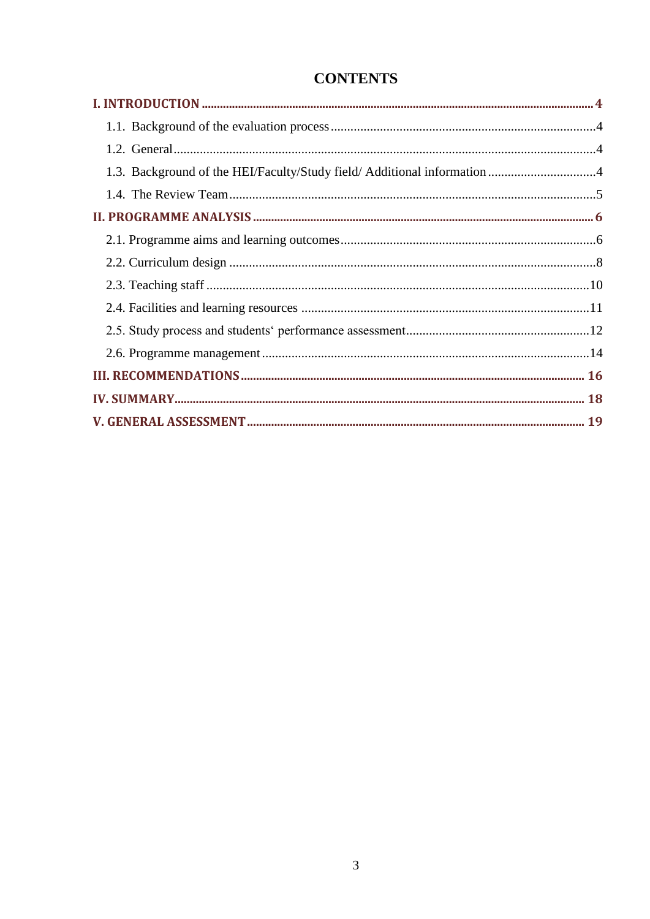# CONTENTS

I. INTRODUCTION ..... 4

- 1.1. Background of the evaluation process ..... 4
- 1.2. General ..... 4
- 1.3. Background of the HEI/Faculty/Study field/ Additional information ..... 4
- 1.4. The Review Team ..... 5

II. PROGRAMME ANALYSIS ..... 6

- 2.1. Programme aims and learning outcomes ..... 6
- 2.2. Curriculum design ..... 8
- 2.3. Teaching staff ..... 10
- 2.4. Facilities and learning resources ..... 11
- 2.5. Study process and students‘ performance assessment ..... 12
- 2.6. Programme management ..... 14

III. RECOMMENDATIONS ..... 16

IV. SUMMARY ..... 18

V. GENERAL ASSESSMENT ..... 19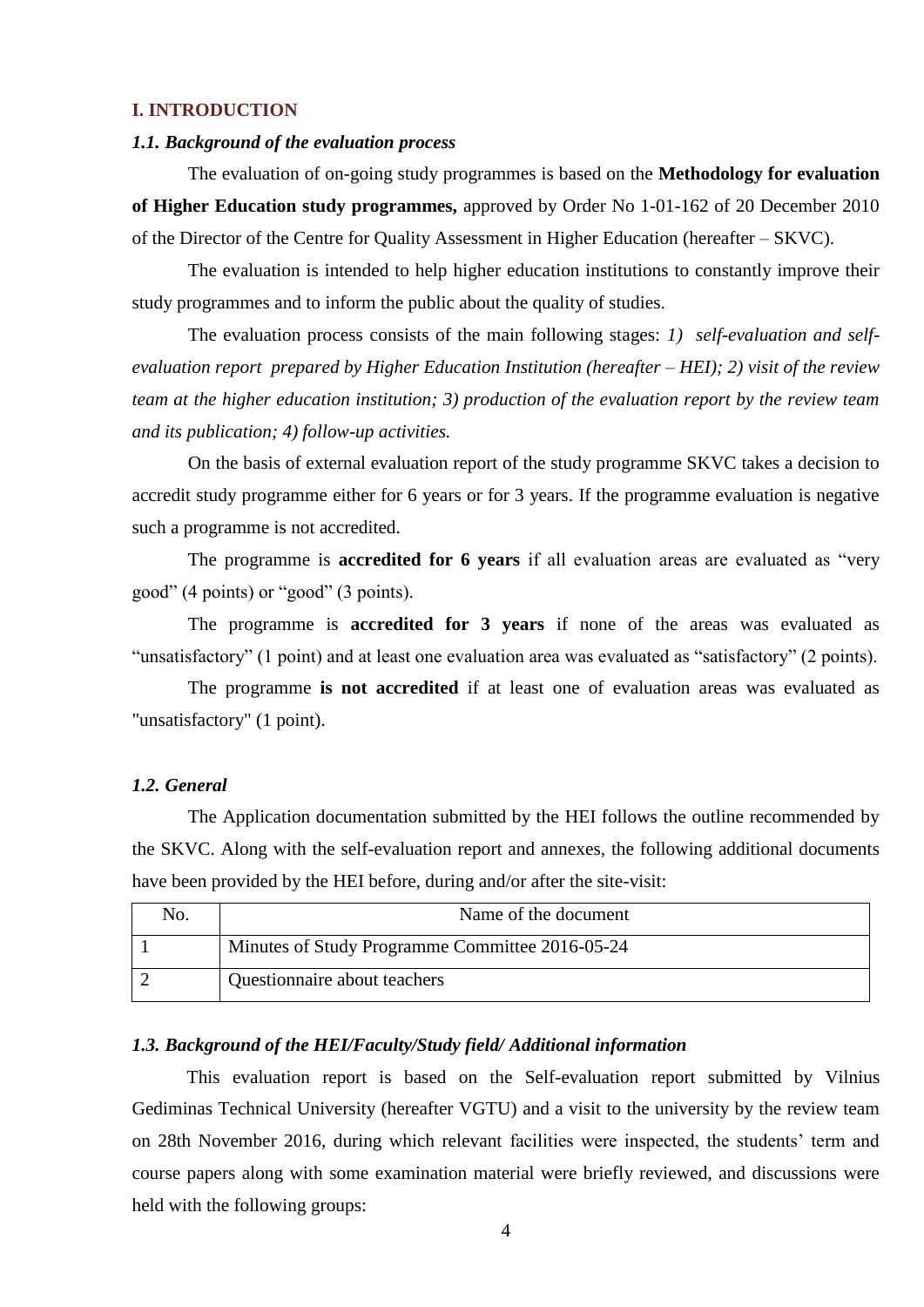## I. INTRODUCTION

### *1.1. Background of the evaluation process*

The evaluation of on-going study programmes is based on the **Methodology for evaluation of Higher Education study programmes,** approved by Order No 1-01-162 of 20 December 2010 of the Director of the Centre for Quality Assessment in Higher Education (hereafter – SKVC).

The evaluation is intended to help higher education institutions to constantly improve their study programmes and to inform the public about the quality of studies.

The evaluation process consists of the main following stages: *1) self-evaluation and self-evaluation report prepared by Higher Education Institution (hereafter – HEI); 2) visit of the review team at the higher education institution; 3) production of the evaluation report by the review team and its publication; 4) follow-up activities.*

On the basis of external evaluation report of the study programme SKVC takes a decision to accredit study programme either for 6 years or for 3 years. If the programme evaluation is negative such a programme is not accredited.

The programme is **accredited for 6 years** if all evaluation areas are evaluated as "very good" (4 points) or "good" (3 points).

The programme is **accredited for 3 years** if none of the areas was evaluated as "unsatisfactory" (1 point) and at least one evaluation area was evaluated as "satisfactory" (2 points).

The programme **is not accredited** if at least one of evaluation areas was evaluated as "unsatisfactory" (1 point).

### *1.2. General*

The Application documentation submitted by the HEI follows the outline recommended by the SKVC. Along with the self-evaluation report and annexes, the following additional documents have been provided by the HEI before, during and/or after the site-visit:

| No. | Name of the document |
|---|---|
| 1 | Minutes of Study Programme Committee 2016-05-24 |
| 2 | Questionnaire about teachers |

### *1.3. Background of the HEI/Faculty/Study field/ Additional information*

This evaluation report is based on the Self-evaluation report submitted by Vilnius Gediminas Technical University (hereafter VGTU) and a visit to the university by the review team on 28th November 2016, during which relevant facilities were inspected, the students' term and course papers along with some examination material were briefly reviewed, and discussions were held with the following groups: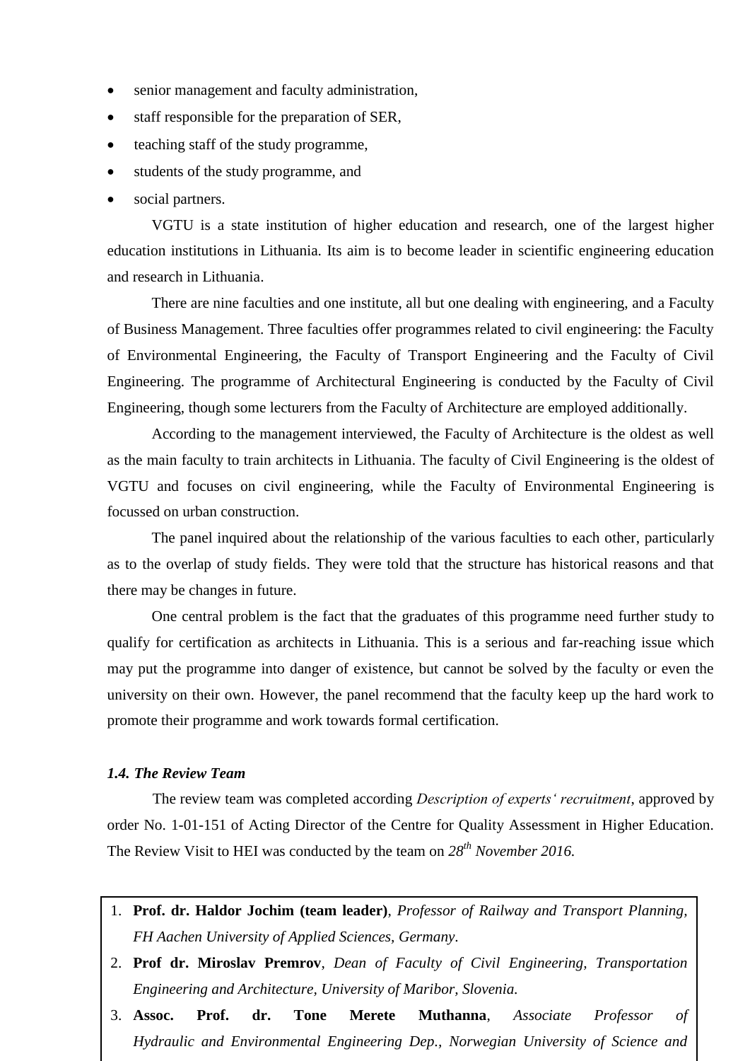- senior management and faculty administration,
- staff responsible for the preparation of SER,
- teaching staff of the study programme,
- students of the study programme, and
- social partners.

VGTU is a state institution of higher education and research, one of the largest higher education institutions in Lithuania. Its aim is to become leader in scientific engineering education and research in Lithuania.

There are nine faculties and one institute, all but one dealing with engineering, and a Faculty of Business Management. Three faculties offer programmes related to civil engineering: the Faculty of Environmental Engineering, the Faculty of Transport Engineering and the Faculty of Civil Engineering. The programme of Architectural Engineering is conducted by the Faculty of Civil Engineering, though some lecturers from the Faculty of Architecture are employed additionally.

According to the management interviewed, the Faculty of Architecture is the oldest as well as the main faculty to train architects in Lithuania. The faculty of Civil Engineering is the oldest of VGTU and focuses on civil engineering, while the Faculty of Environmental Engineering is focussed on urban construction.

The panel inquired about the relationship of the various faculties to each other, particularly as to the overlap of study fields. They were told that the structure has historical reasons and that there may be changes in future.

One central problem is the fact that the graduates of this programme need further study to qualify for certification as architects in Lithuania. This is a serious and far-reaching issue which may put the programme into danger of existence, but cannot be solved by the faculty or even the university on their own. However, the panel recommend that the faculty keep up the hard work to promote their programme and work towards formal certification.

### *1.4. The Review Team*

The review team was completed according *Description of experts' recruitment*, approved by order No. 1-01-151 of Acting Director of the Centre for Quality Assessment in Higher Education. The Review Visit to HEI was conducted by the team on *28th November 2016.*

1. **Prof. dr. Haldor Jochim (team leader)**, *Professor of Railway and Transport Planning, FH Aachen University of Applied Sciences, Germany*.
2. **Prof dr. Miroslav Premrov**, *Dean of Faculty of Civil Engineering, Transportation Engineering and Architecture, University of Maribor, Slovenia.*
3. **Assoc. Prof. dr. Tone Merete Muthanna**, *Associate Professor of Hydraulic and Environmental Engineering Dep., Norwegian University of Science and*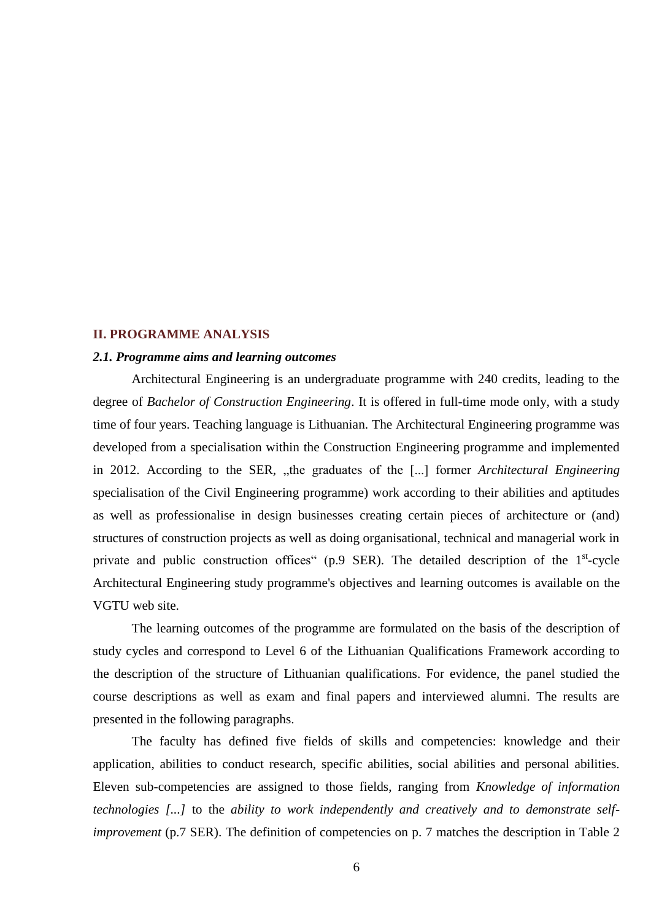## II. PROGRAMME ANALYSIS

### *2.1. Programme aims and learning outcomes*

Architectural Engineering is an undergraduate programme with 240 credits, leading to the degree of *Bachelor of Construction Engineering*. It is offered in full-time mode only, with a study time of four years. Teaching language is Lithuanian. The Architectural Engineering programme was developed from a specialisation within the Construction Engineering programme and implemented in 2012. According to the SER, „the graduates of the [...] former *Architectural Engineering* specialisation of the Civil Engineering programme) work according to their abilities and aptitudes as well as professionalise in design businesses creating certain pieces of architecture or (and) structures of construction projects as well as doing organisational, technical and managerial work in private and public construction offices" (p.9 SER). The detailed description of the 1st-cycle Architectural Engineering study programme's objectives and learning outcomes is available on the VGTU web site.

The learning outcomes of the programme are formulated on the basis of the description of study cycles and correspond to Level 6 of the Lithuanian Qualifications Framework according to the description of the structure of Lithuanian qualifications. For evidence, the panel studied the course descriptions as well as exam and final papers and interviewed alumni. The results are presented in the following paragraphs.

The faculty has defined five fields of skills and competencies: knowledge and their application, abilities to conduct research, specific abilities, social abilities and personal abilities. Eleven sub-competencies are assigned to those fields, ranging from *Knowledge of information technologies [...]* to the *ability to work independently and creatively and to demonstrate self-improvement* (p.7 SER). The definition of competencies on p. 7 matches the description in Table 2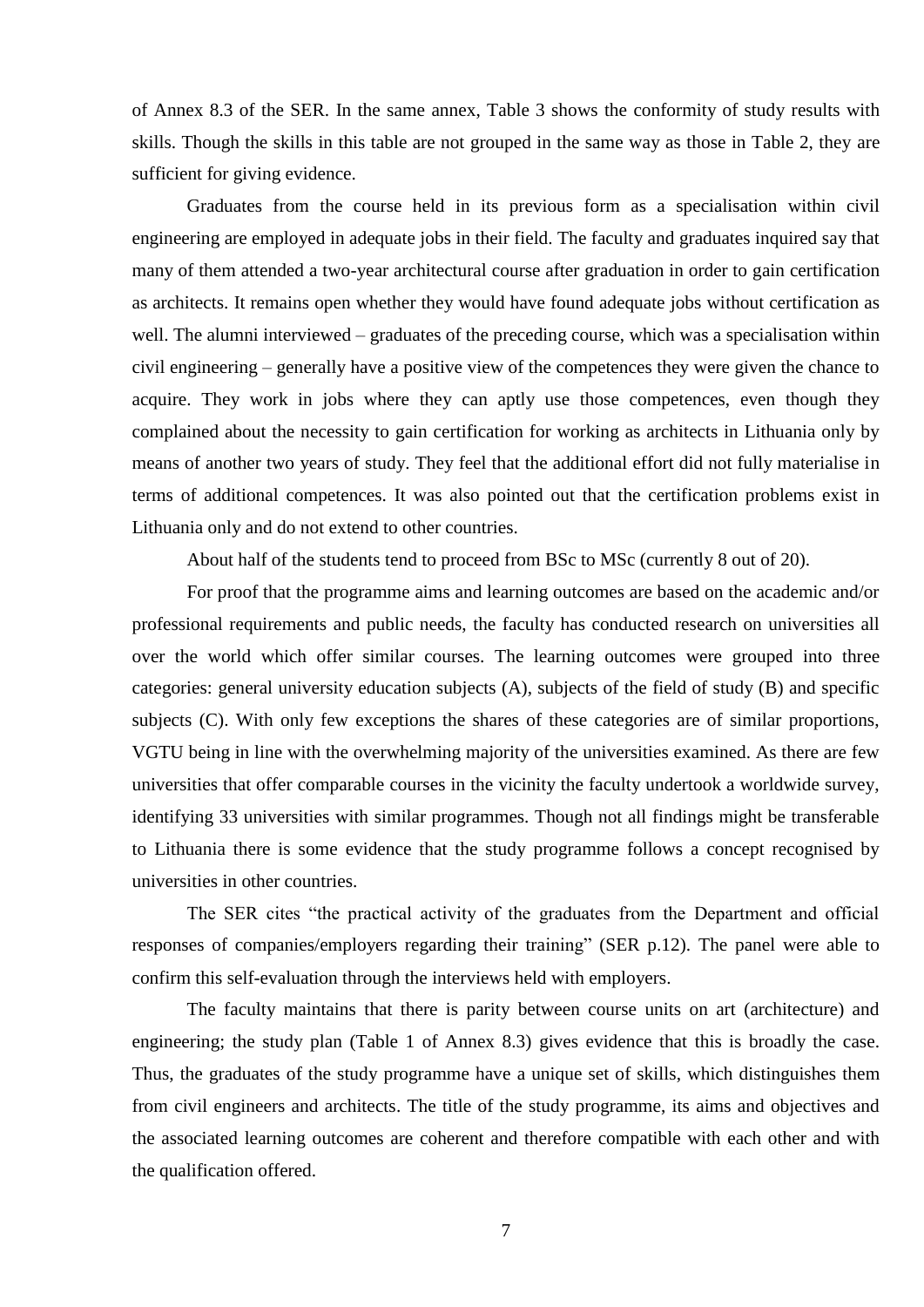of Annex 8.3 of the SER. In the same annex, Table 3 shows the conformity of study results with skills. Though the skills in this table are not grouped in the same way as those in Table 2, they are sufficient for giving evidence.

Graduates from the course held in its previous form as a specialisation within civil engineering are employed in adequate jobs in their field. The faculty and graduates inquired say that many of them attended a two-year architectural course after graduation in order to gain certification as architects. It remains open whether they would have found adequate jobs without certification as well. The alumni interviewed – graduates of the preceding course, which was a specialisation within civil engineering – generally have a positive view of the competences they were given the chance to acquire. They work in jobs where they can aptly use those competences, even though they complained about the necessity to gain certification for working as architects in Lithuania only by means of another two years of study. They feel that the additional effort did not fully materialise in terms of additional competences. It was also pointed out that the certification problems exist in Lithuania only and do not extend to other countries.

About half of the students tend to proceed from BSc to MSc (currently 8 out of 20).

For proof that the programme aims and learning outcomes are based on the academic and/or professional requirements and public needs, the faculty has conducted research on universities all over the world which offer similar courses. The learning outcomes were grouped into three categories: general university education subjects (A), subjects of the field of study (B) and specific subjects (C). With only few exceptions the shares of these categories are of similar proportions, VGTU being in line with the overwhelming majority of the universities examined. As there are few universities that offer comparable courses in the vicinity the faculty undertook a worldwide survey, identifying 33 universities with similar programmes. Though not all findings might be transferable to Lithuania there is some evidence that the study programme follows a concept recognised by universities in other countries.

The SER cites "the practical activity of the graduates from the Department and official responses of companies/employers regarding their training" (SER p.12). The panel were able to confirm this self-evaluation through the interviews held with employers.

The faculty maintains that there is parity between course units on art (architecture) and engineering; the study plan (Table 1 of Annex 8.3) gives evidence that this is broadly the case. Thus, the graduates of the study programme have a unique set of skills, which distinguishes them from civil engineers and architects. The title of the study programme, its aims and objectives and the associated learning outcomes are coherent and therefore compatible with each other and with the qualification offered.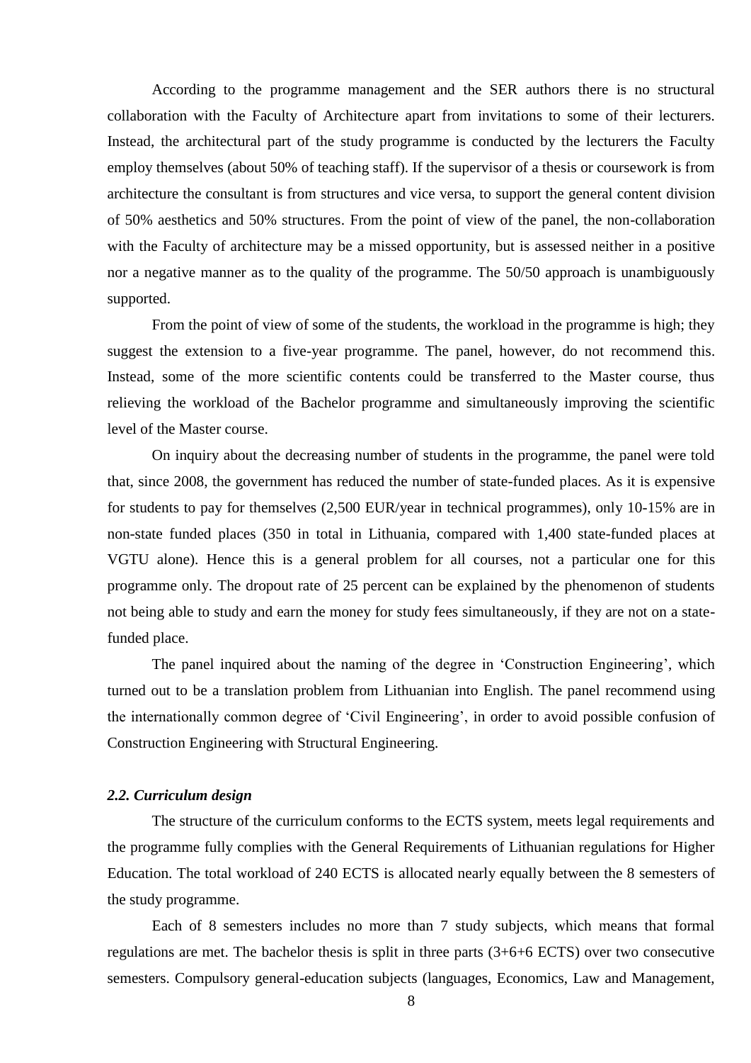According to the programme management and the SER authors there is no structural collaboration with the Faculty of Architecture apart from invitations to some of their lecturers. Instead, the architectural part of the study programme is conducted by the lecturers the Faculty employ themselves (about 50% of teaching staff). If the supervisor of a thesis or coursework is from architecture the consultant is from structures and vice versa, to support the general content division of 50% aesthetics and 50% structures. From the point of view of the panel, the non-collaboration with the Faculty of architecture may be a missed opportunity, but is assessed neither in a positive nor a negative manner as to the quality of the programme. The 50/50 approach is unambiguously supported.

From the point of view of some of the students, the workload in the programme is high; they suggest the extension to a five-year programme. The panel, however, do not recommend this. Instead, some of the more scientific contents could be transferred to the Master course, thus relieving the workload of the Bachelor programme and simultaneously improving the scientific level of the Master course.

On inquiry about the decreasing number of students in the programme, the panel were told that, since 2008, the government has reduced the number of state-funded places. As it is expensive for students to pay for themselves (2,500 EUR/year in technical programmes), only 10-15% are in non-state funded places (350 in total in Lithuania, compared with 1,400 state-funded places at VGTU alone). Hence this is a general problem for all courses, not a particular one for this programme only. The dropout rate of 25 percent can be explained by the phenomenon of students not being able to study and earn the money for study fees simultaneously, if they are not on a state-funded place.

The panel inquired about the naming of the degree in 'Construction Engineering', which turned out to be a translation problem from Lithuanian into English. The panel recommend using the internationally common degree of 'Civil Engineering', in order to avoid possible confusion of Construction Engineering with Structural Engineering.

### *2.2. Curriculum design*

The structure of the curriculum conforms to the ECTS system, meets legal requirements and the programme fully complies with the General Requirements of Lithuanian regulations for Higher Education. The total workload of 240 ECTS is allocated nearly equally between the 8 semesters of the study programme.

Each of 8 semesters includes no more than 7 study subjects, which means that formal regulations are met. The bachelor thesis is split in three parts (3+6+6 ECTS) over two consecutive semesters. Compulsory general-education subjects (languages, Economics, Law and Management,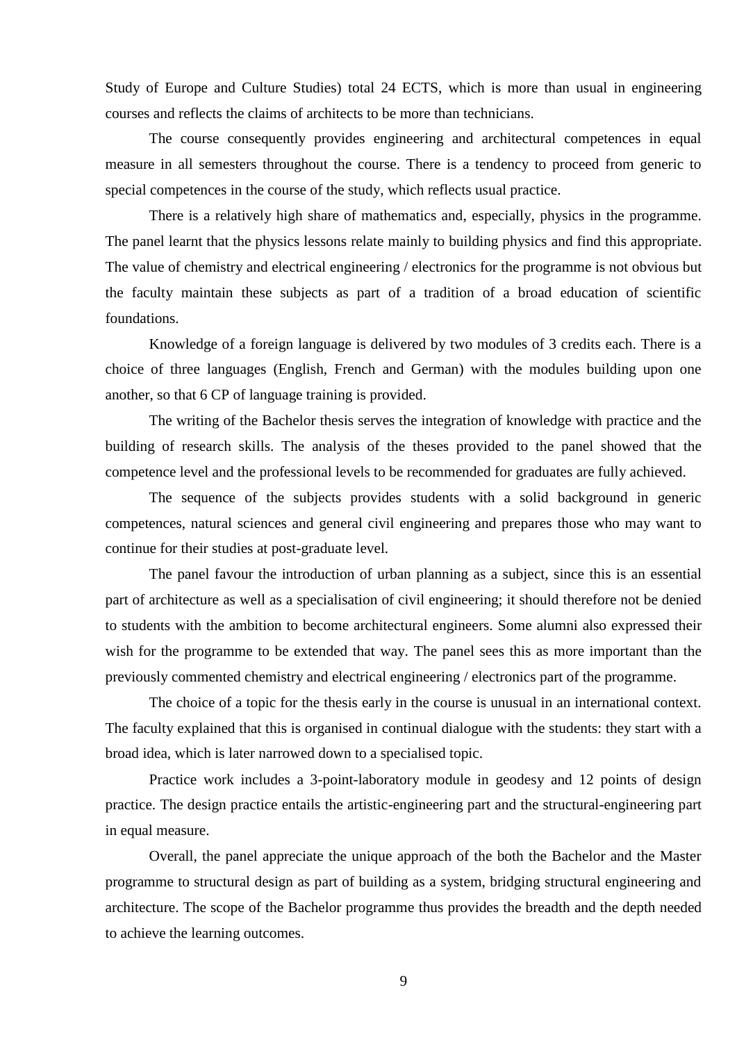Study of Europe and Culture Studies) total 24 ECTS, which is more than usual in engineering courses and reflects the claims of architects to be more than technicians.

The course consequently provides engineering and architectural competences in equal measure in all semesters throughout the course. There is a tendency to proceed from generic to special competences in the course of the study, which reflects usual practice.

There is a relatively high share of mathematics and, especially, physics in the programme. The panel learnt that the physics lessons relate mainly to building physics and find this appropriate. The value of chemistry and electrical engineering / electronics for the programme is not obvious but the faculty maintain these subjects as part of a tradition of a broad education of scientific foundations.

Knowledge of a foreign language is delivered by two modules of 3 credits each. There is a choice of three languages (English, French and German) with the modules building upon one another, so that 6 CP of language training is provided.

The writing of the Bachelor thesis serves the integration of knowledge with practice and the building of research skills. The analysis of the theses provided to the panel showed that the competence level and the professional levels to be recommended for graduates are fully achieved.

The sequence of the subjects provides students with a solid background in generic competences, natural sciences and general civil engineering and prepares those who may want to continue for their studies at post-graduate level.

The panel favour the introduction of urban planning as a subject, since this is an essential part of architecture as well as a specialisation of civil engineering; it should therefore not be denied to students with the ambition to become architectural engineers. Some alumni also expressed their wish for the programme to be extended that way. The panel sees this as more important than the previously commented chemistry and electrical engineering / electronics part of the programme.

The choice of a topic for the thesis early in the course is unusual in an international context. The faculty explained that this is organised in continual dialogue with the students: they start with a broad idea, which is later narrowed down to a specialised topic.

Practice work includes a 3-point-laboratory module in geodesy and 12 points of design practice. The design practice entails the artistic-engineering part and the structural-engineering part in equal measure.

Overall, the panel appreciate the unique approach of the both the Bachelor and the Master programme to structural design as part of building as a system, bridging structural engineering and architecture. The scope of the Bachelor programme thus provides the breadth and the depth needed to achieve the learning outcomes.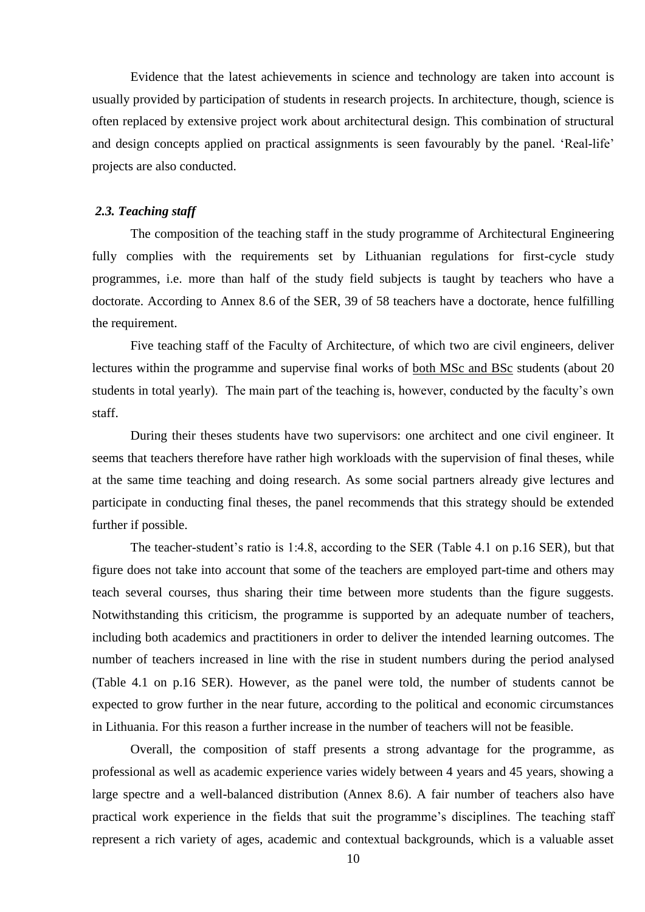Evidence that the latest achievements in science and technology are taken into account is usually provided by participation of students in research projects. In architecture, though, science is often replaced by extensive project work about architectural design. This combination of structural and design concepts applied on practical assignments is seen favourably by the panel. 'Real-life' projects are also conducted.

### *2.3. Teaching staff*

The composition of the teaching staff in the study programme of Architectural Engineering fully complies with the requirements set by Lithuanian regulations for first-cycle study programmes, i.e. more than half of the study field subjects is taught by teachers who have a doctorate. According to Annex 8.6 of the SER, 39 of 58 teachers have a doctorate, hence fulfilling the requirement.

Five teaching staff of the Faculty of Architecture, of which two are civil engineers, deliver lectures within the programme and supervise final works of <u>both MSc and BSc</u> students (about 20 students in total yearly). The main part of the teaching is, however, conducted by the faculty's own staff.

During their theses students have two supervisors: one architect and one civil engineer. It seems that teachers therefore have rather high workloads with the supervision of final theses, while at the same time teaching and doing research. As some social partners already give lectures and participate in conducting final theses, the panel recommends that this strategy should be extended further if possible.

The teacher-student's ratio is 1:4.8, according to the SER (Table 4.1 on p.16 SER), but that figure does not take into account that some of the teachers are employed part-time and others may teach several courses, thus sharing their time between more students than the figure suggests. Notwithstanding this criticism, the programme is supported by an adequate number of teachers, including both academics and practitioners in order to deliver the intended learning outcomes. The number of teachers increased in line with the rise in student numbers during the period analysed (Table 4.1 on p.16 SER). However, as the panel were told, the number of students cannot be expected to grow further in the near future, according to the political and economic circumstances in Lithuania. For this reason a further increase in the number of teachers will not be feasible.

Overall, the composition of staff presents a strong advantage for the programme, as professional as well as academic experience varies widely between 4 years and 45 years, showing a large spectre and a well-balanced distribution (Annex 8.6). A fair number of teachers also have practical work experience in the fields that suit the programme's disciplines. The teaching staff represent a rich variety of ages, academic and contextual backgrounds, which is a valuable asset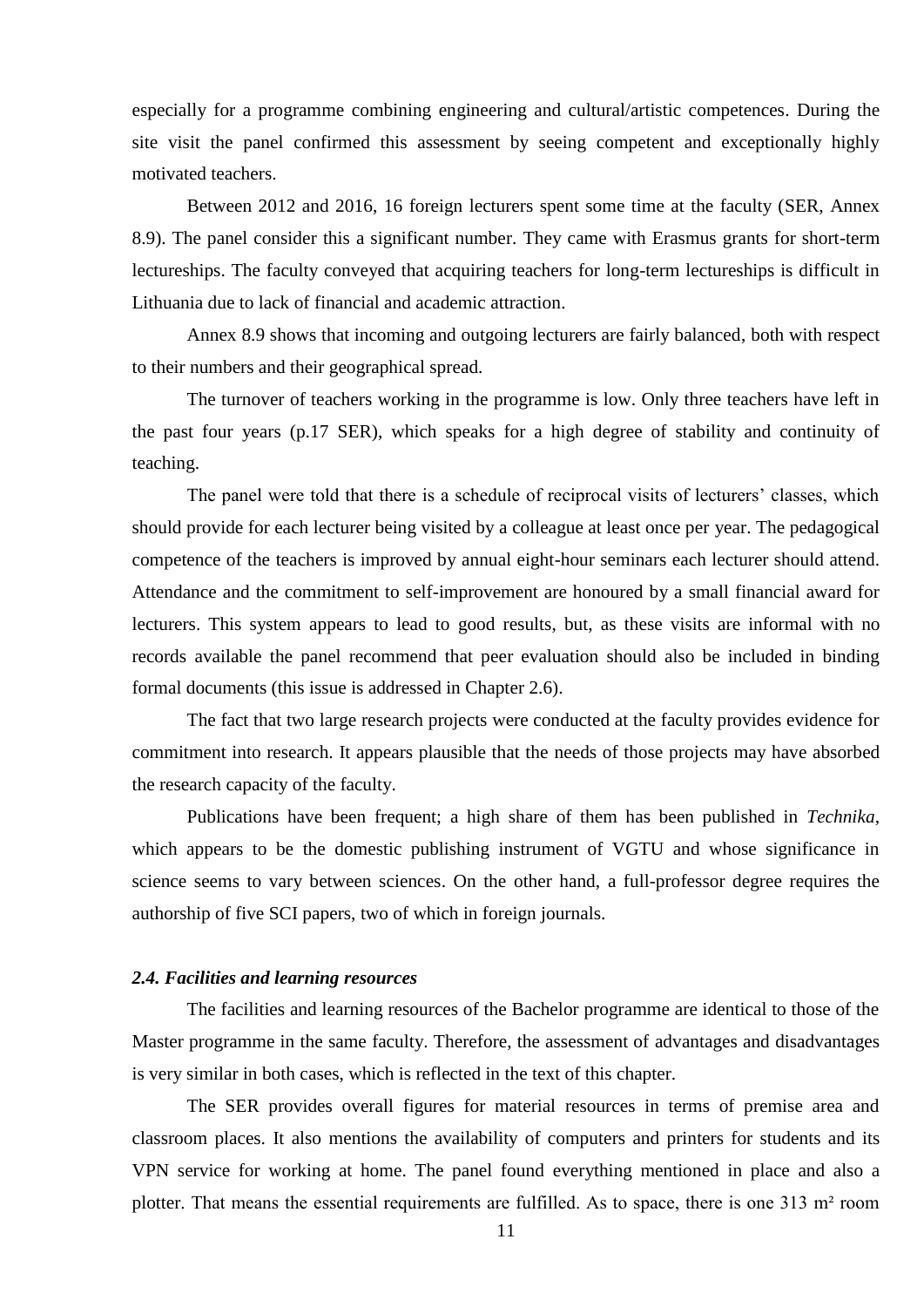especially for a programme combining engineering and cultural/artistic competences. During the site visit the panel confirmed this assessment by seeing competent and exceptionally highly motivated teachers.

Between 2012 and 2016, 16 foreign lecturers spent some time at the faculty (SER, Annex 8.9). The panel consider this a significant number. They came with Erasmus grants for short-term lectureships. The faculty conveyed that acquiring teachers for long-term lectureships is difficult in Lithuania due to lack of financial and academic attraction.

Annex 8.9 shows that incoming and outgoing lecturers are fairly balanced, both with respect to their numbers and their geographical spread.

The turnover of teachers working in the programme is low. Only three teachers have left in the past four years (p.17 SER), which speaks for a high degree of stability and continuity of teaching.

The panel were told that there is a schedule of reciprocal visits of lecturers' classes, which should provide for each lecturer being visited by a colleague at least once per year. The pedagogical competence of the teachers is improved by annual eight-hour seminars each lecturer should attend. Attendance and the commitment to self-improvement are honoured by a small financial award for lecturers. This system appears to lead to good results, but, as these visits are informal with no records available the panel recommend that peer evaluation should also be included in binding formal documents (this issue is addressed in Chapter 2.6).

The fact that two large research projects were conducted at the faculty provides evidence for commitment into research. It appears plausible that the needs of those projects may have absorbed the research capacity of the faculty.

Publications have been frequent; a high share of them has been published in *Technika*, which appears to be the domestic publishing instrument of VGTU and whose significance in science seems to vary between sciences. On the other hand, a full-professor degree requires the authorship of five SCI papers, two of which in foreign journals.

### *2.4. Facilities and learning resources*

The facilities and learning resources of the Bachelor programme are identical to those of the Master programme in the same faculty. Therefore, the assessment of advantages and disadvantages is very similar in both cases, which is reflected in the text of this chapter.

The SER provides overall figures for material resources in terms of premise area and classroom places. It also mentions the availability of computers and printers for students and its VPN service for working at home. The panel found everything mentioned in place and also a plotter. That means the essential requirements are fulfilled. As to space, there is one 313 m² room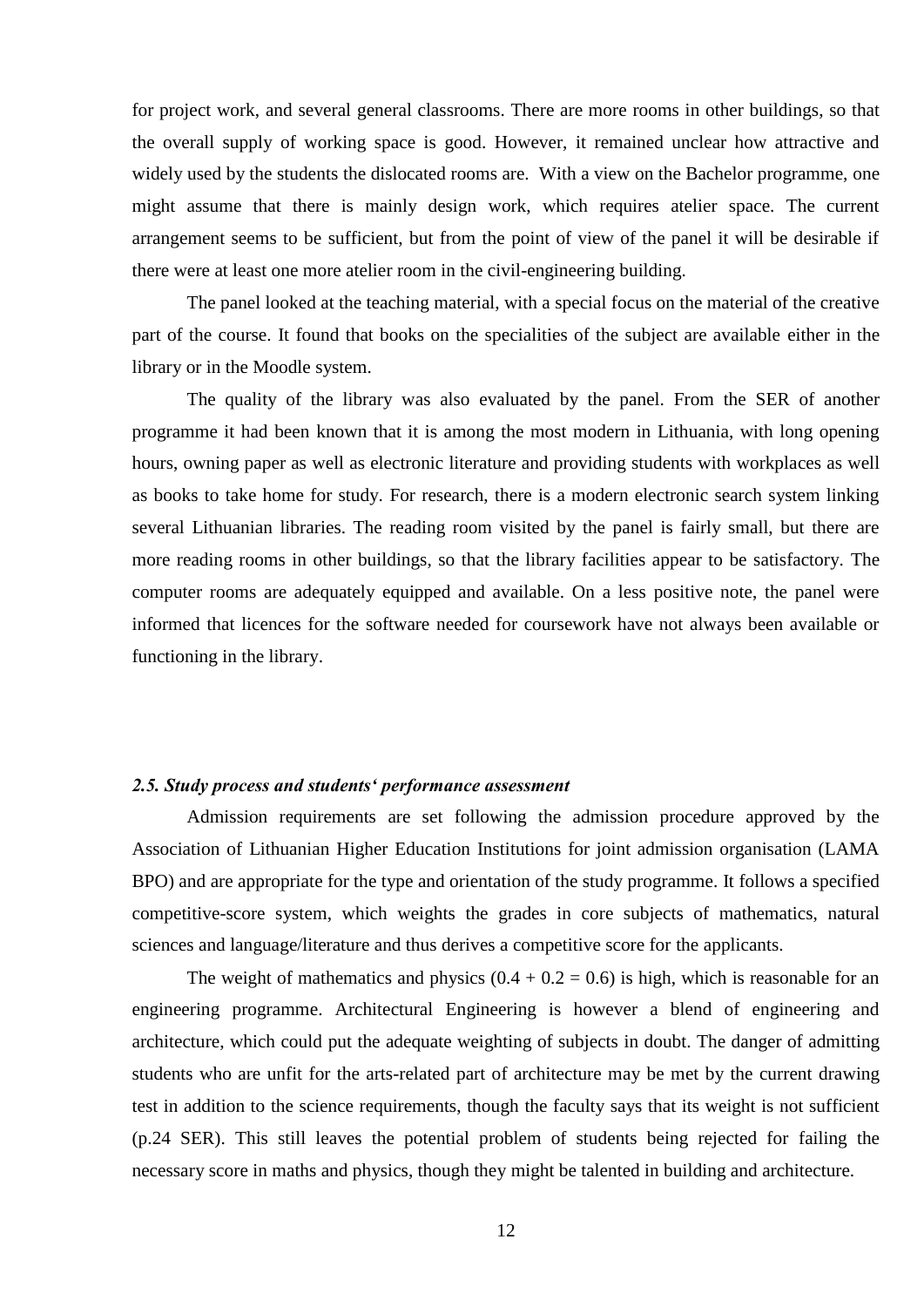for project work, and several general classrooms. There are more rooms in other buildings, so that the overall supply of working space is good. However, it remained unclear how attractive and widely used by the students the dislocated rooms are. With a view on the Bachelor programme, one might assume that there is mainly design work, which requires atelier space. The current arrangement seems to be sufficient, but from the point of view of the panel it will be desirable if there were at least one more atelier room in the civil-engineering building.

The panel looked at the teaching material, with a special focus on the material of the creative part of the course. It found that books on the specialities of the subject are available either in the library or in the Moodle system.

The quality of the library was also evaluated by the panel. From the SER of another programme it had been known that it is among the most modern in Lithuania, with long opening hours, owning paper as well as electronic literature and providing students with workplaces as well as books to take home for study. For research, there is a modern electronic search system linking several Lithuanian libraries. The reading room visited by the panel is fairly small, but there are more reading rooms in other buildings, so that the library facilities appear to be satisfactory. The computer rooms are adequately equipped and available. On a less positive note, the panel were informed that licences for the software needed for coursework have not always been available or functioning in the library.

### *2.5. Study process and students' performance assessment*

Admission requirements are set following the admission procedure approved by the Association of Lithuanian Higher Education Institutions for joint admission organisation (LAMA BPO) and are appropriate for the type and orientation of the study programme. It follows a specified competitive-score system, which weights the grades in core subjects of mathematics, natural sciences and language/literature and thus derives a competitive score for the applicants.

The weight of mathematics and physics ($0.4 + 0.2 = 0.6$) is high, which is reasonable for an engineering programme. Architectural Engineering is however a blend of engineering and architecture, which could put the adequate weighting of subjects in doubt. The danger of admitting students who are unfit for the arts-related part of architecture may be met by the current drawing test in addition to the science requirements, though the faculty says that its weight is not sufficient (p.24 SER). This still leaves the potential problem of students being rejected for failing the necessary score in maths and physics, though they might be talented in building and architecture.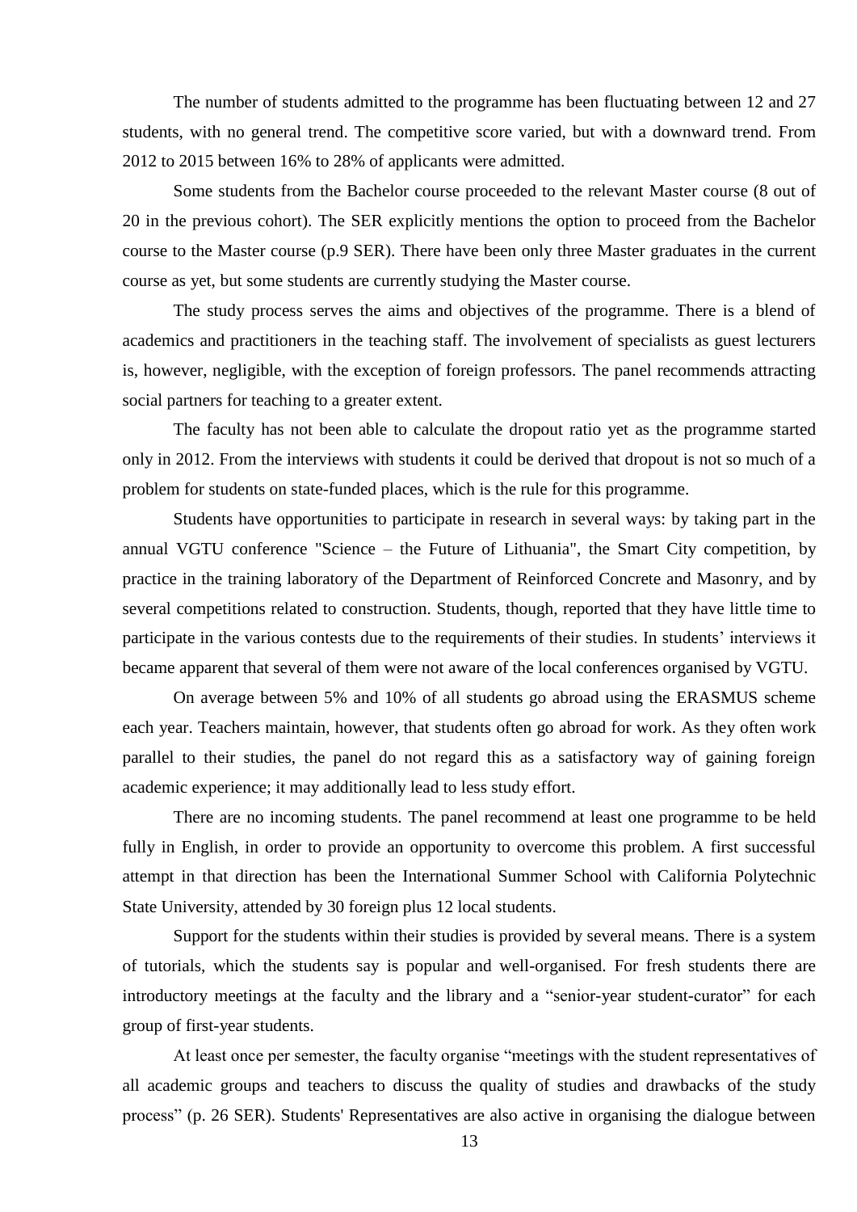The number of students admitted to the programme has been fluctuating between 12 and 27 students, with no general trend. The competitive score varied, but with a downward trend. From 2012 to 2015 between 16% to 28% of applicants were admitted.

Some students from the Bachelor course proceeded to the relevant Master course (8 out of 20 in the previous cohort). The SER explicitly mentions the option to proceed from the Bachelor course to the Master course (p.9 SER). There have been only three Master graduates in the current course as yet, but some students are currently studying the Master course.

The study process serves the aims and objectives of the programme. There is a blend of academics and practitioners in the teaching staff. The involvement of specialists as guest lecturers is, however, negligible, with the exception of foreign professors. The panel recommends attracting social partners for teaching to a greater extent.

The faculty has not been able to calculate the dropout ratio yet as the programme started only in 2012. From the interviews with students it could be derived that dropout is not so much of a problem for students on state-funded places, which is the rule for this programme.

Students have opportunities to participate in research in several ways: by taking part in the annual VGTU conference "Science – the Future of Lithuania", the Smart City competition, by practice in the training laboratory of the Department of Reinforced Concrete and Masonry, and by several competitions related to construction. Students, though, reported that they have little time to participate in the various contests due to the requirements of their studies. In students' interviews it became apparent that several of them were not aware of the local conferences organised by VGTU.

On average between 5% and 10% of all students go abroad using the ERASMUS scheme each year. Teachers maintain, however, that students often go abroad for work. As they often work parallel to their studies, the panel do not regard this as a satisfactory way of gaining foreign academic experience; it may additionally lead to less study effort.

There are no incoming students. The panel recommend at least one programme to be held fully in English, in order to provide an opportunity to overcome this problem. A first successful attempt in that direction has been the International Summer School with California Polytechnic State University, attended by 30 foreign plus 12 local students.

Support for the students within their studies is provided by several means. There is a system of tutorials, which the students say is popular and well-organised. For fresh students there are introductory meetings at the faculty and the library and a "senior-year student-curator" for each group of first-year students.

At least once per semester, the faculty organise "meetings with the student representatives of all academic groups and teachers to discuss the quality of studies and drawbacks of the study process" (p. 26 SER). Students' Representatives are also active in organising the dialogue between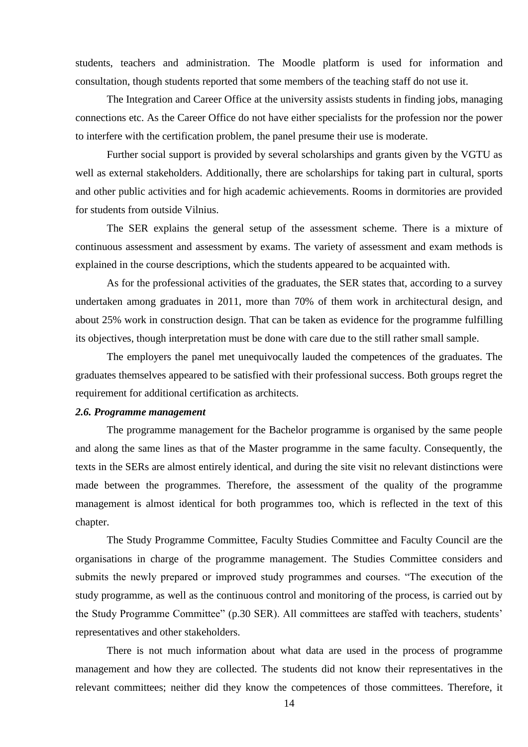students, teachers and administration. The Moodle platform is used for information and consultation, though students reported that some members of the teaching staff do not use it.

The Integration and Career Office at the university assists students in finding jobs, managing connections etc. As the Career Office do not have either specialists for the profession nor the power to interfere with the certification problem, the panel presume their use is moderate.

Further social support is provided by several scholarships and grants given by the VGTU as well as external stakeholders. Additionally, there are scholarships for taking part in cultural, sports and other public activities and for high academic achievements. Rooms in dormitories are provided for students from outside Vilnius.

The SER explains the general setup of the assessment scheme. There is a mixture of continuous assessment and assessment by exams. The variety of assessment and exam methods is explained in the course descriptions, which the students appeared to be acquainted with.

As for the professional activities of the graduates, the SER states that, according to a survey undertaken among graduates in 2011, more than 70% of them work in architectural design, and about 25% work in construction design. That can be taken as evidence for the programme fulfilling its objectives, though interpretation must be done with care due to the still rather small sample.

The employers the panel met unequivocally lauded the competences of the graduates. The graduates themselves appeared to be satisfied with their professional success. Both groups regret the requirement for additional certification as architects.

***2.6. Programme management***

The programme management for the Bachelor programme is organised by the same people and along the same lines as that of the Master programme in the same faculty. Consequently, the texts in the SERs are almost entirely identical, and during the site visit no relevant distinctions were made between the programmes. Therefore, the assessment of the quality of the programme management is almost identical for both programmes too, which is reflected in the text of this chapter.

The Study Programme Committee, Faculty Studies Committee and Faculty Council are the organisations in charge of the programme management. The Studies Committee considers and submits the newly prepared or improved study programmes and courses. "The execution of the study programme, as well as the continuous control and monitoring of the process, is carried out by the Study Programme Committee" (p.30 SER). All committees are staffed with teachers, students' representatives and other stakeholders.

There is not much information about what data are used in the process of programme management and how they are collected. The students did not know their representatives in the relevant committees; neither did they know the competences of those committees. Therefore, it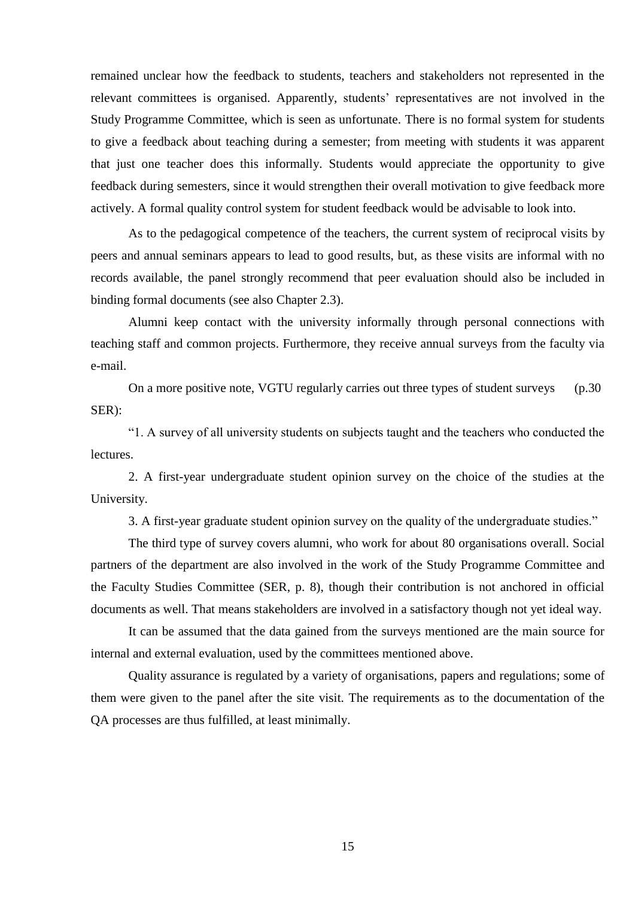remained unclear how the feedback to students, teachers and stakeholders not represented in the relevant committees is organised. Apparently, students' representatives are not involved in the Study Programme Committee, which is seen as unfortunate. There is no formal system for students to give a feedback about teaching during a semester; from meeting with students it was apparent that just one teacher does this informally. Students would appreciate the opportunity to give feedback during semesters, since it would strengthen their overall motivation to give feedback more actively. A formal quality control system for student feedback would be advisable to look into.

As to the pedagogical competence of the teachers, the current system of reciprocal visits by peers and annual seminars appears to lead to good results, but, as these visits are informal with no records available, the panel strongly recommend that peer evaluation should also be included in binding formal documents (see also Chapter 2.3).

Alumni keep contact with the university informally through personal connections with teaching staff and common projects. Furthermore, they receive annual surveys from the faculty via e-mail.

On a more positive note, VGTU regularly carries out three types of student surveys (p.30 SER):

"1. A survey of all university students on subjects taught and the teachers who conducted the lectures.

2. A first-year undergraduate student opinion survey on the choice of the studies at the University.

3. A first-year graduate student opinion survey on the quality of the undergraduate studies."

The third type of survey covers alumni, who work for about 80 organisations overall. Social partners of the department are also involved in the work of the Study Programme Committee and the Faculty Studies Committee (SER, p. 8), though their contribution is not anchored in official documents as well. That means stakeholders are involved in a satisfactory though not yet ideal way.

It can be assumed that the data gained from the surveys mentioned are the main source for internal and external evaluation, used by the committees mentioned above.

Quality assurance is regulated by a variety of organisations, papers and regulations; some of them were given to the panel after the site visit. The requirements as to the documentation of the QA processes are thus fulfilled, at least minimally.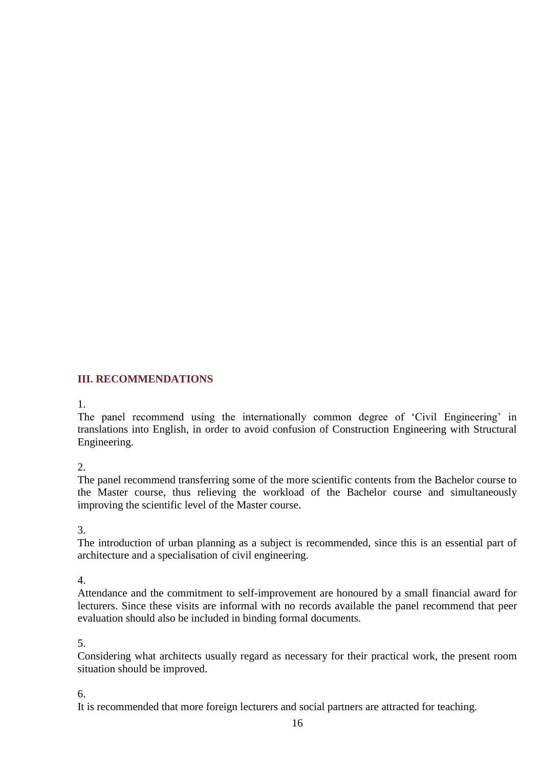## III. RECOMMENDATIONS

1.
The panel recommend using the internationally common degree of 'Civil Engineering' in translations into English, in order to avoid confusion of Construction Engineering with Structural Engineering.

2.
The panel recommend transferring some of the more scientific contents from the Bachelor course to the Master course, thus relieving the workload of the Bachelor course and simultaneously improving the scientific level of the Master course.

3.
The introduction of urban planning as a subject is recommended, since this is an essential part of architecture and a specialisation of civil engineering.

4.
Attendance and the commitment to self-improvement are honoured by a small financial award for lecturers. Since these visits are informal with no records available the panel recommend that peer evaluation should also be included in binding formal documents.

5.
Considering what architects usually regard as necessary for their practical work, the present room situation should be improved.

6.
It is recommended that more foreign lecturers and social partners are attracted for teaching.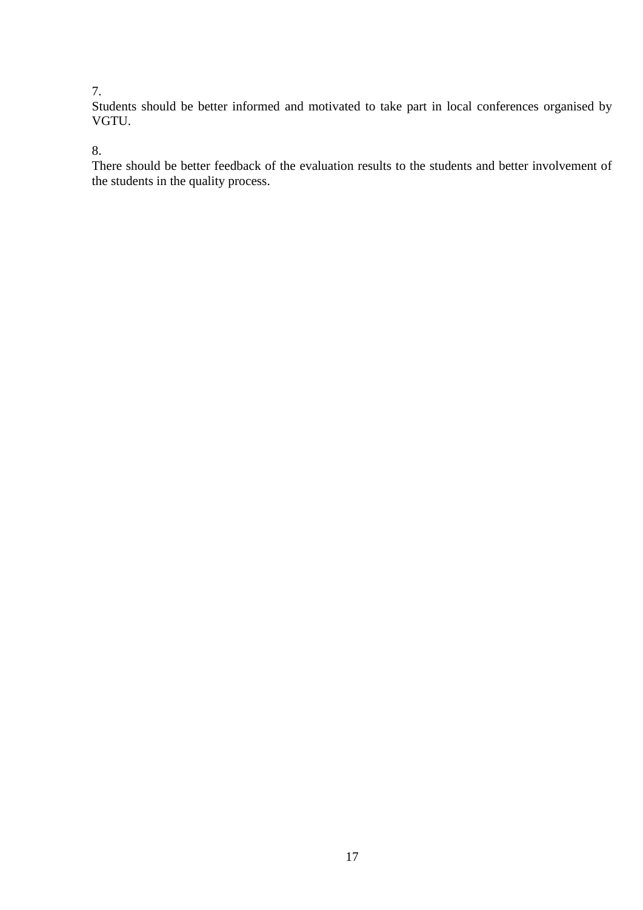7.
Students should be better informed and motivated to take part in local conferences organised by VGTU.

8.
There should be better feedback of the evaluation results to the students and better involvement of the students in the quality process.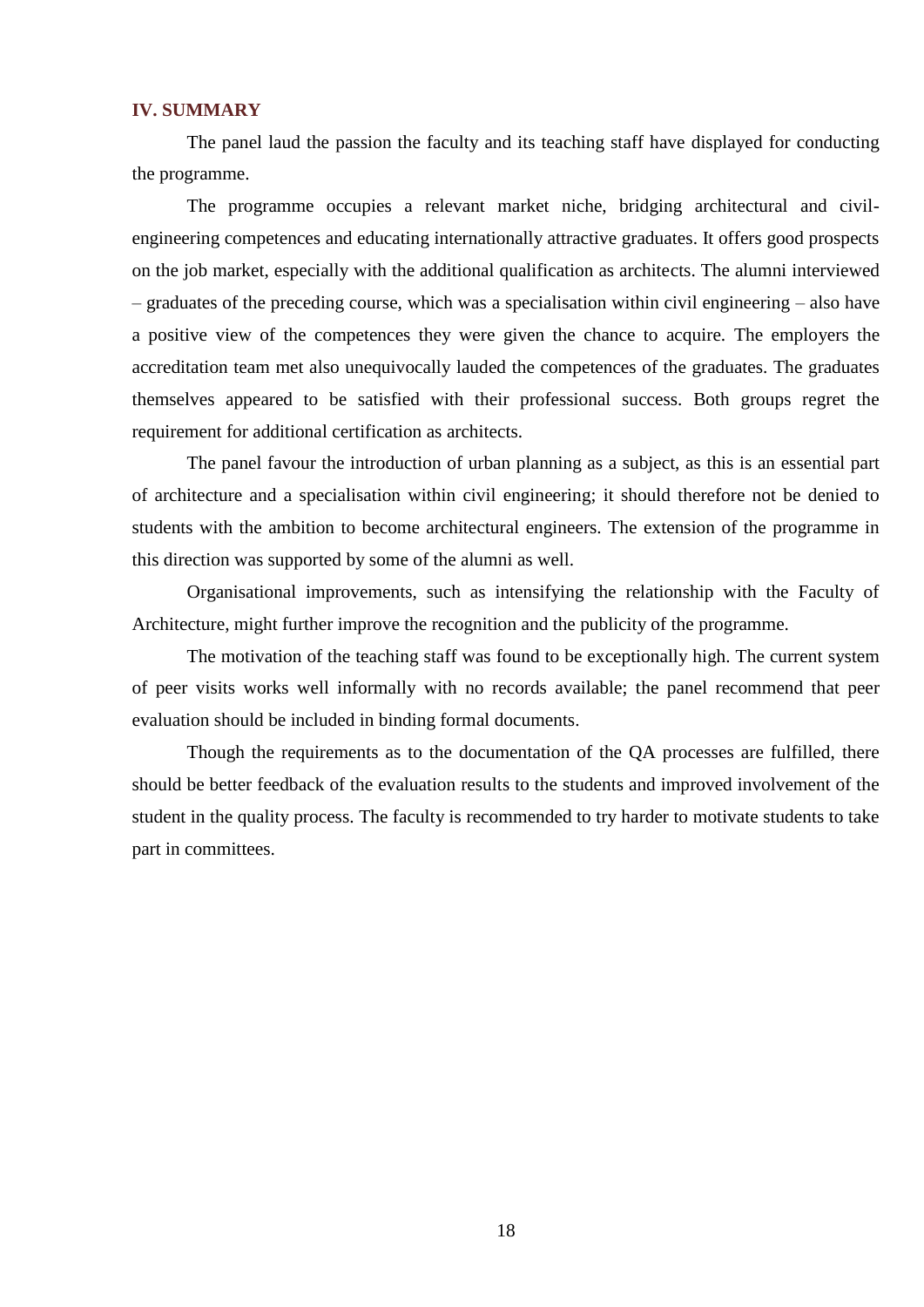## IV. SUMMARY

The panel laud the passion the faculty and its teaching staff have displayed for conducting the programme.

The programme occupies a relevant market niche, bridging architectural and civil-engineering competences and educating internationally attractive graduates. It offers good prospects on the job market, especially with the additional qualification as architects. The alumni interviewed – graduates of the preceding course, which was a specialisation within civil engineering – also have a positive view of the competences they were given the chance to acquire. The employers the accreditation team met also unequivocally lauded the competences of the graduates. The graduates themselves appeared to be satisfied with their professional success. Both groups regret the requirement for additional certification as architects.

The panel favour the introduction of urban planning as a subject, as this is an essential part of architecture and a specialisation within civil engineering; it should therefore not be denied to students with the ambition to become architectural engineers. The extension of the programme in this direction was supported by some of the alumni as well.

Organisational improvements, such as intensifying the relationship with the Faculty of Architecture, might further improve the recognition and the publicity of the programme.

The motivation of the teaching staff was found to be exceptionally high. The current system of peer visits works well informally with no records available; the panel recommend that peer evaluation should be included in binding formal documents.

Though the requirements as to the documentation of the QA processes are fulfilled, there should be better feedback of the evaluation results to the students and improved involvement of the student in the quality process. The faculty is recommended to try harder to motivate students to take part in committees.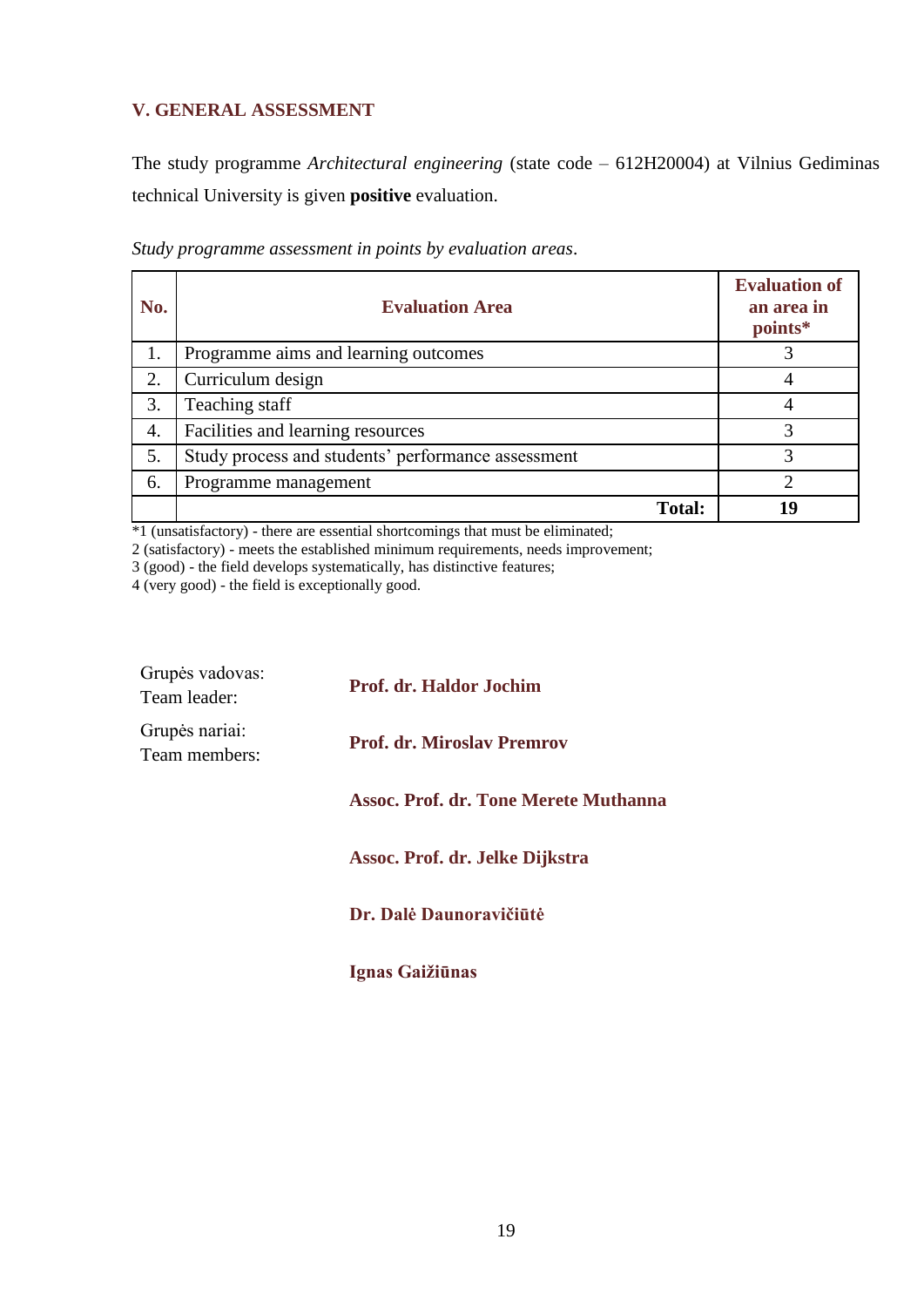## V. GENERAL ASSESSMENT

The study programme *Architectural engineering* (state code – 612H20004) at Vilnius Gediminas technical University is given **positive** evaluation.

*Study programme assessment in points by evaluation areas*.

| No. | Evaluation Area | Evaluation of an area in points* |
|---|---|---|
| 1. | Programme aims and learning outcomes | 3 |
| 2. | Curriculum design | 4 |
| 3. | Teaching staff | 4 |
| 4. | Facilities and learning resources | 3 |
| 5. | Study process and students' performance assessment | 3 |
| 6. | Programme management | 2 |
| | **Total:** | **19** |

*1 (unsatisfactory) - there are essential shortcomings that must be eliminated;
2 (satisfactory) - meets the established minimum requirements, needs improvement;
3 (good) - the field develops systematically, has distinctive features;
4 (very good) - the field is exceptionally good.

Grupės vadovas:
Team leader: **Prof. dr. Haldor Jochim**

Grupės nariai:
Team members: **Prof. dr. Miroslav Premrov**

**Assoc. Prof. dr. Tone Merete Muthanna**

**Assoc. Prof. dr. Jelke Dijkstra**

**Dr. Dalė Daunoravičiūtė**

**Ignas Gaižiūnas**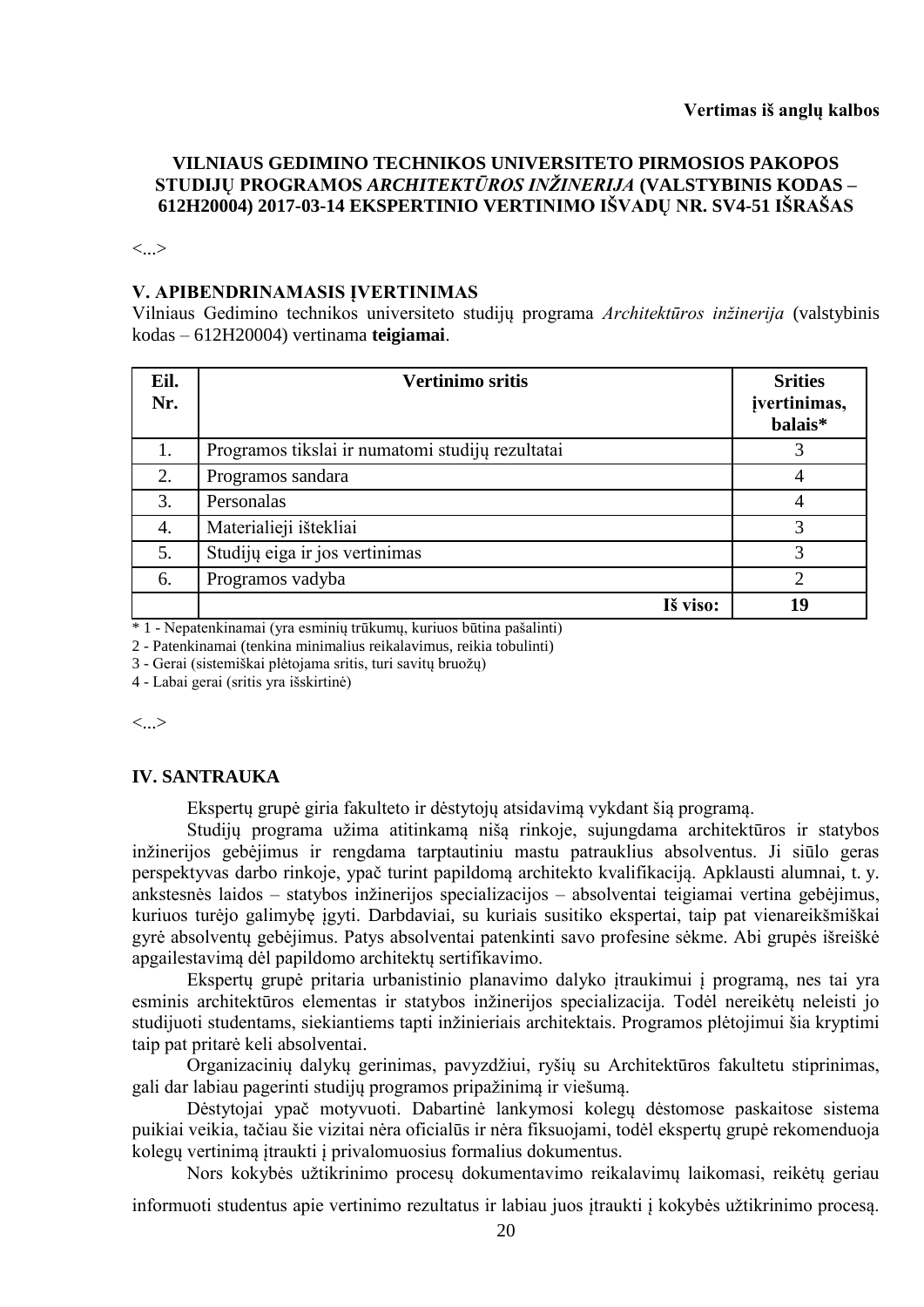**Vertimas iš anglų kalbos**

**VILNIAUS GEDIMINO TECHNIKOS UNIVERSITETO PIRMOSIOS PAKOPOS STUDIJŲ PROGRAMOS *ARCHITEKTŪROS INŽINERIJA* (VALSTYBINIS KODAS – 612H20004) 2017-03-14 EKSPERTINIO VERTINIMO IŠVADŲ NR. SV4-51 IŠRAŠAS**

<...>

## V. APIBENDRINAMASIS ĮVERTINIMAS

Vilniaus Gedimino technikos universiteto studijų programa *Architektūros inžinerija* (valstybinis kodas – 612H20004) vertinama **teigiamai**.

| Eil. Nr. | Vertinimo sritis | Srities įvertinimas, balais* |
|---|---|---|
| 1. | Programos tikslai ir numatomi studijų rezultatai | 3 |
| 2. | Programos sandara | 4 |
| 3. | Personalas | 4 |
| 4. | Materialieji ištekliai | 3 |
| 5. | Studijų eiga ir jos vertinimas | 3 |
| 6. | Programos vadyba | 2 |
| | **Iš viso:** | **19** |

\* 1 - Nepatenkinamai (yra esminių trūkumų, kuriuos būtina pašalinti)

2 - Patenkinamai (tenkina minimalius reikalavimus, reikia tobulinti)

3 - Gerai (sistemiškai plėtojama sritis, turi savitų bruožų)

4 - Labai gerai (sritis yra išskirtinė)

<...>

## IV. SANTRAUKA

Ekspertų grupė giria fakulteto ir dėstytojų atsidavimą vykdant šią programą.

Studijų programa užima atitinkamą nišą rinkoje, sujungdama architektūros ir statybos inžinerijos gebėjimus ir rengdama tarptautiniu mastu patrauklius absolventus. Ji siūlo geras perspektyvas darbo rinkoje, ypač turint papildomą architekto kvalifikaciją. Apklausti alumnai, t. y. ankstesnės laidos – statybos inžinerijos specializacijos – absolventai teigiamai vertina gebėjimus, kuriuos turėjo galimybę įgyti. Darbdaviai, su kuriais susitiko ekspertai, taip pat vienareikšmiškai gyrė absolventų gebėjimus. Patys absolventai patenkinti savo profesine sėkme. Abi grupės išreiškė apgailestavimą dėl papildomo architektų sertifikavimo.

Ekspertų grupė pritaria urbanistinio planavimo dalyko įtraukimui į programą, nes tai yra esminis architektūros elementas ir statybos inžinerijos specializacija. Todėl nereikėtų neleisti jo studijuoti studentams, siekiantiems tapti inžinieriais architektais. Programos plėtojimui šia kryptimi taip pat pritarė keli absolventai.

Organizacinių dalykų gerinimas, pavyzdžiui, ryšių su Architektūros fakultetu stiprinimas, gali dar labiau pagerinti studijų programos pripažinimą ir viešumą.

Dėstytojai ypač motyvuoti. Dabartinė lankymosi kolegų dėstomose paskaitose sistema puikiai veikia, tačiau šie vizitai nėra oficialūs ir nėra fiksuojami, todėl ekspertų grupė rekomenduoja kolegų vertinimą įtraukti į privalomuosius formalius dokumentus.

Nors kokybės užtikrinimo procesų dokumentavimo reikalavimų laikomasi, reikėtų geriau informuoti studentus apie vertinimo rezultatus ir labiau juos įtraukti į kokybės užtikrinimo procesą.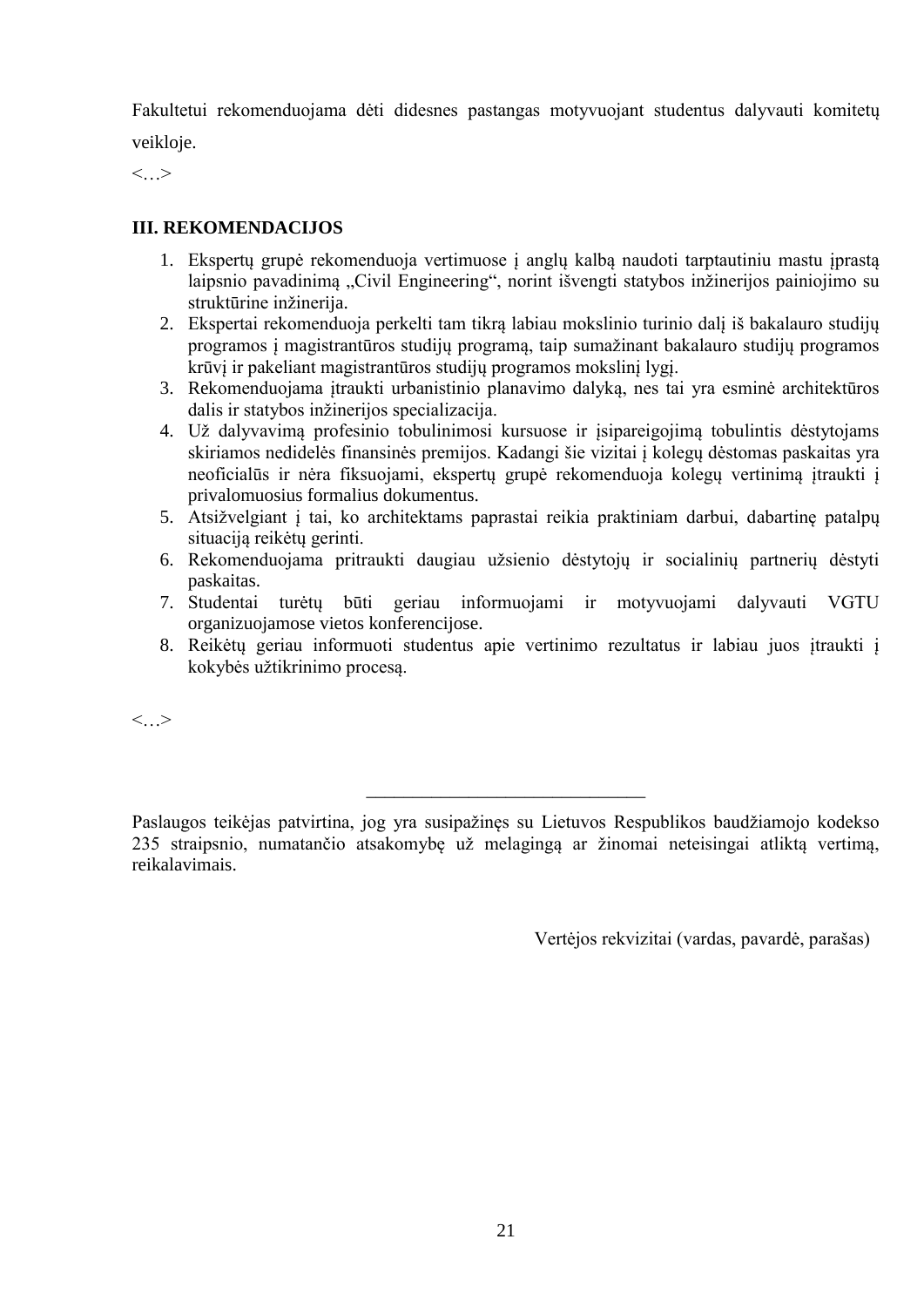Fakultetui rekomenduojama dėti didesnes pastangas motyvuojant studentus dalyvauti komitetų veikloje.

<…>

**III. REKOMENDACIJOS**

1. Ekspertų grupė rekomenduoja vertimuose į anglų kalbą naudoti tarptautiniu mastu įprastą laipsnio pavadinimą „Civil Engineering“, norint išvengti statybos inžinerijos painiojimo su struktūrine inžinerija.
2. Ekspertai rekomenduoja perkelti tam tikrą labiau mokslinio turinio dalį iš bakalauro studijų programos į magistrantūros studijų programą, taip sumažinant bakalauro studijų programos krūvį ir pakeliant magistrantūros studijų programos mokslinį lygį.
3. Rekomenduojama įtraukti urbanistinio planavimo dalyką, nes tai yra esminė architektūros dalis ir statybos inžinerijos specializacija.
4. Už dalyvavimą profesinio tobulinimosi kursuose ir įsipareigojimą tobulintis dėstytojams skiriamos nedidelės finansinės premijos. Kadangi šie vizitai į kolegų dėstomas paskaitas yra neoficialūs ir nėra fiksuojami, ekspertų grupė rekomenduoja kolegų vertinimą įtraukti į privalomuosius formalius dokumentus.
5. Atsižvelgiant į tai, ko architektams paprastai reikia praktiniam darbui, dabartinę patalpų situaciją reikėtų gerinti.
6. Rekomenduojama pritraukti daugiau užsienio dėstytojų ir socialinių partnerių dėstyti paskaitas.
7. Studentai turėtų būti geriau informuojami ir motyvuojami dalyvauti VGTU organizuojamose vietos konferencijose.
8. Reikėtų geriau informuoti studentus apie vertinimo rezultatus ir labiau juos įtraukti į kokybės užtikrinimo procesą.

<…>

\_\_\_\_\_\_\_\_\_\_\_\_\_\_\_\_\_\_\_\_\_\_\_\_\_\_\_\_\_\_

Paslaugos teikėjas patvirtina, jog yra susipažinęs su Lietuvos Respublikos baudžiamojo kodekso 235 straipsnio, numatančio atsakomybę už melagingą ar žinomai neteisingai atliktą vertimą, reikalavimais.

Vertėjos rekvizitai (vardas, pavardė, parašas)